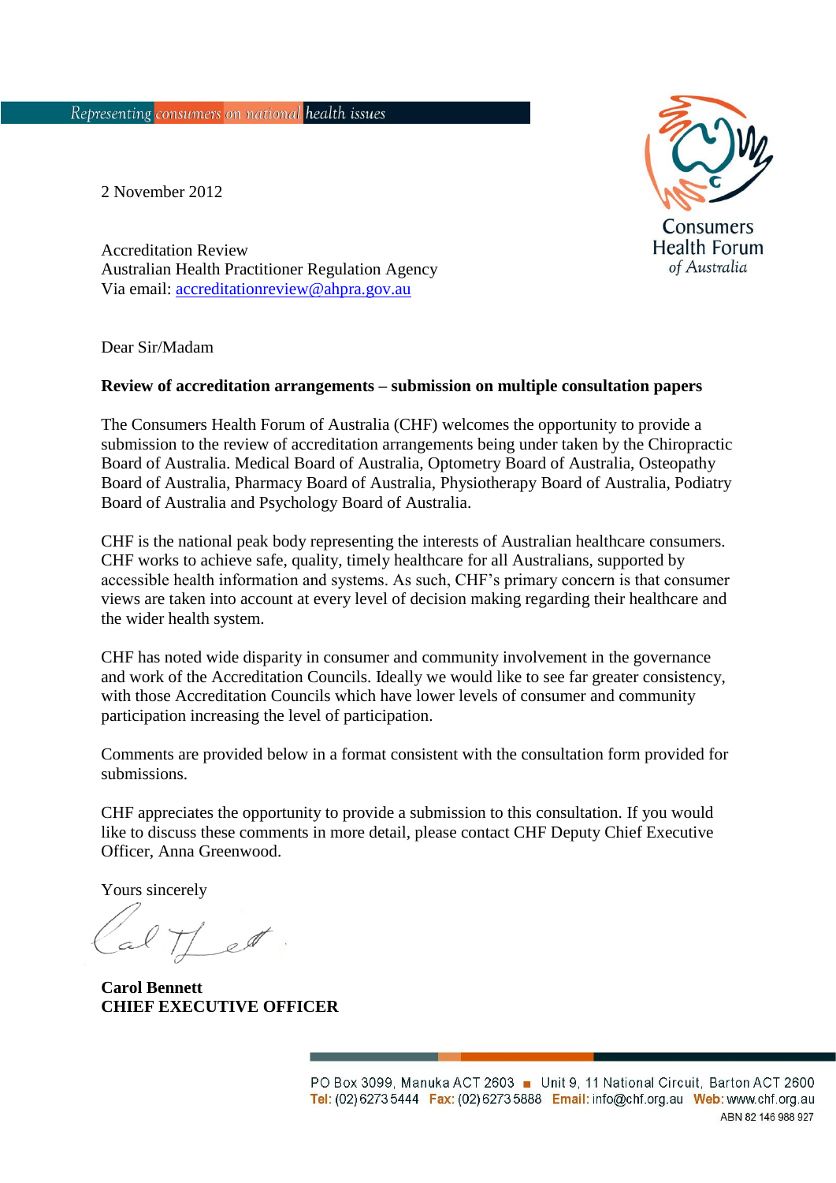Representing consumers on national health issues

Consumers Health Forum of Australia

2 November 2012

Accreditation Review
Australian Health Practitioner Regulation Agency
Via email: accreditationreview@ahpra.gov.au

Dear Sir/Madam

**Review of accreditation arrangements – submission on multiple consultation papers**

The Consumers Health Forum of Australia (CHF) welcomes the opportunity to provide a submission to the review of accreditation arrangements being under taken by the Chiropractic Board of Australia. Medical Board of Australia, Optometry Board of Australia, Osteopathy Board of Australia, Pharmacy Board of Australia, Physiotherapy Board of Australia, Podiatry Board of Australia and Psychology Board of Australia.

CHF is the national peak body representing the interests of Australian healthcare consumers. CHF works to achieve safe, quality, timely healthcare for all Australians, supported by accessible health information and systems. As such, CHF's primary concern is that consumer views are taken into account at every level of decision making regarding their healthcare and the wider health system.

CHF has noted wide disparity in consumer and community involvement in the governance and work of the Accreditation Councils. Ideally we would like to see far greater consistency, with those Accreditation Councils which have lower levels of consumer and community participation increasing the level of participation.

Comments are provided below in a format consistent with the consultation form provided for submissions.

CHF appreciates the opportunity to provide a submission to this consultation. If you would like to discuss these comments in more detail, please contact CHF Deputy Chief Executive Officer, Anna Greenwood.

Yours sincerely

**Carol Bennett**
**CHIEF EXECUTIVE OFFICER**

PO Box 3099, Manuka ACT 2603 ■ Unit 9, 11 National Circuit, Barton ACT 2600
Tel: (02) 6273 5444 Fax: (02) 6273 5888 Email: info@chf.org.au Web: www.chf.org.au
ABN 82 146 988 927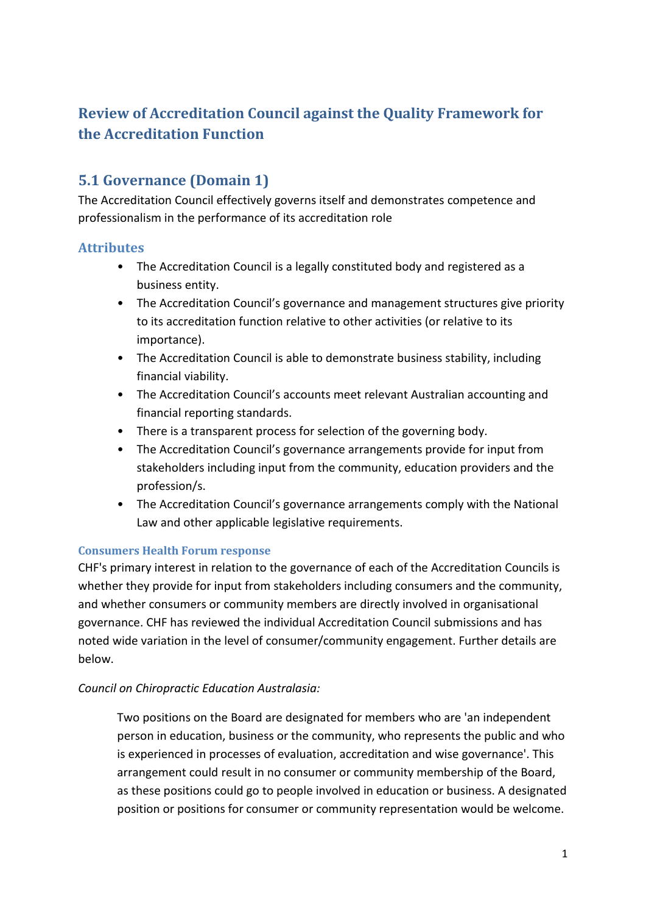## Review of Accreditation Council against the Quality Framework for the Accreditation Function

## 5.1 Governance (Domain 1)

The Accreditation Council effectively governs itself and demonstrates competence and professionalism in the performance of its accreditation role

### Attributes

- The Accreditation Council is a legally constituted body and registered as a business entity.
- The Accreditation Council's governance and management structures give priority to its accreditation function relative to other activities (or relative to its importance).
- The Accreditation Council is able to demonstrate business stability, including financial viability.
- The Accreditation Council's accounts meet relevant Australian accounting and financial reporting standards.
- There is a transparent process for selection of the governing body.
- The Accreditation Council's governance arrangements provide for input from stakeholders including input from the community, education providers and the profession/s.
- The Accreditation Council's governance arrangements comply with the National Law and other applicable legislative requirements.

#### Consumers Health Forum response

CHF's primary interest in relation to the governance of each of the Accreditation Councils is whether they provide for input from stakeholders including consumers and the community, and whether consumers or community members are directly involved in organisational governance. CHF has reviewed the individual Accreditation Council submissions and has noted wide variation in the level of consumer/community engagement. Further details are below.

*Council on Chiropractic Education Australasia:*

> Two positions on the Board are designated for members who are 'an independent person in education, business or the community, who represents the public and who is experienced in processes of evaluation, accreditation and wise governance'. This arrangement could result in no consumer or community membership of the Board, as these positions could go to people involved in education or business. A designated position or positions for consumer or community representation would be welcome.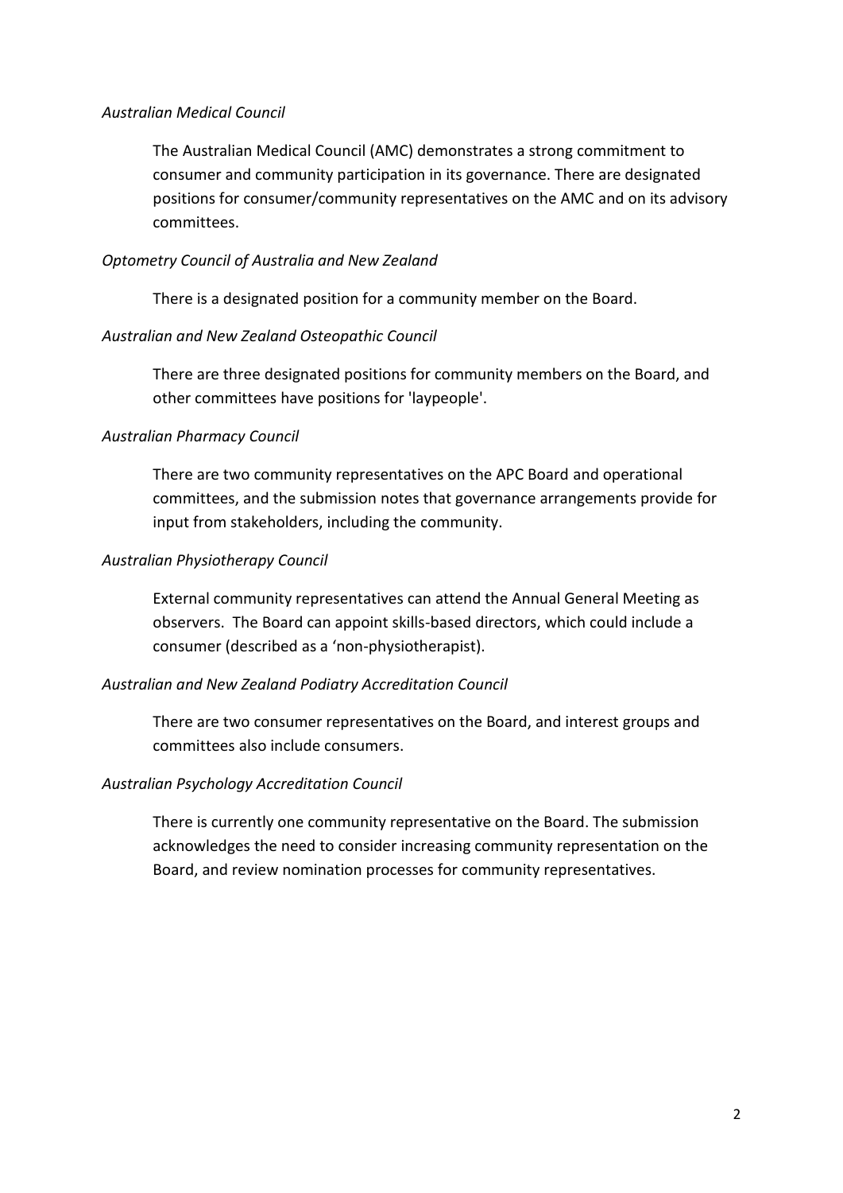*Australian Medical Council*

The Australian Medical Council (AMC) demonstrates a strong commitment to consumer and community participation in its governance. There are designated positions for consumer/community representatives on the AMC and on its advisory committees.

*Optometry Council of Australia and New Zealand*

There is a designated position for a community member on the Board.

*Australian and New Zealand Osteopathic Council*

There are three designated positions for community members on the Board, and other committees have positions for 'laypeople'.

*Australian Pharmacy Council*

There are two community representatives on the APC Board and operational committees, and the submission notes that governance arrangements provide for input from stakeholders, including the community.

*Australian Physiotherapy Council*

External community representatives can attend the Annual General Meeting as observers. The Board can appoint skills-based directors, which could include a consumer (described as a 'non-physiotherapist).

*Australian and New Zealand Podiatry Accreditation Council*

There are two consumer representatives on the Board, and interest groups and committees also include consumers.

*Australian Psychology Accreditation Council*

There is currently one community representative on the Board. The submission acknowledges the need to consider increasing community representation on the Board, and review nomination processes for community representatives.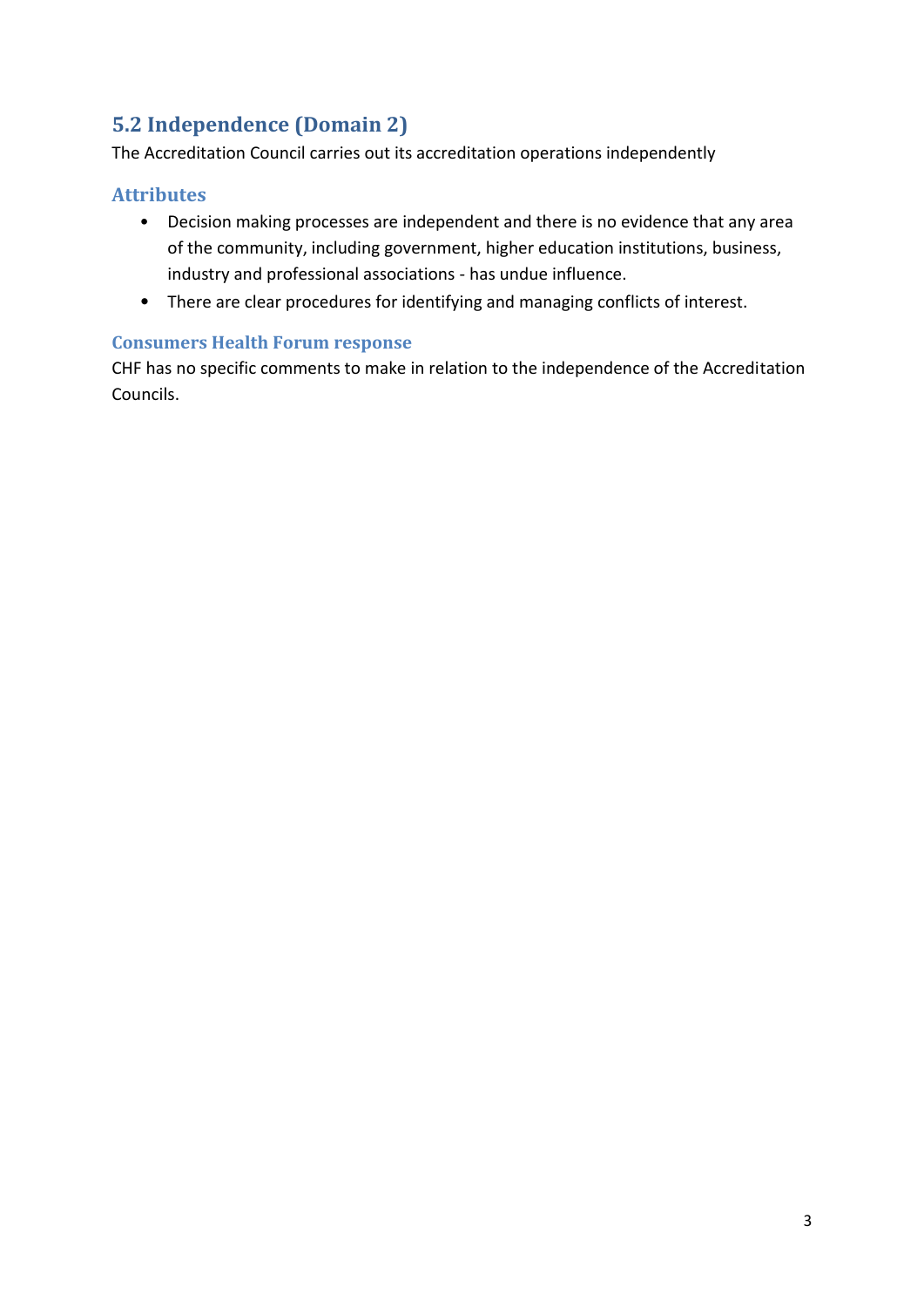## 5.2 Independence (Domain 2)

The Accreditation Council carries out its accreditation operations independently

### Attributes

- Decision making processes are independent and there is no evidence that any area of the community, including government, higher education institutions, business, industry and professional associations - has undue influence.
- There are clear procedures for identifying and managing conflicts of interest.

### Consumers Health Forum response

CHF has no specific comments to make in relation to the independence of the Accreditation Councils.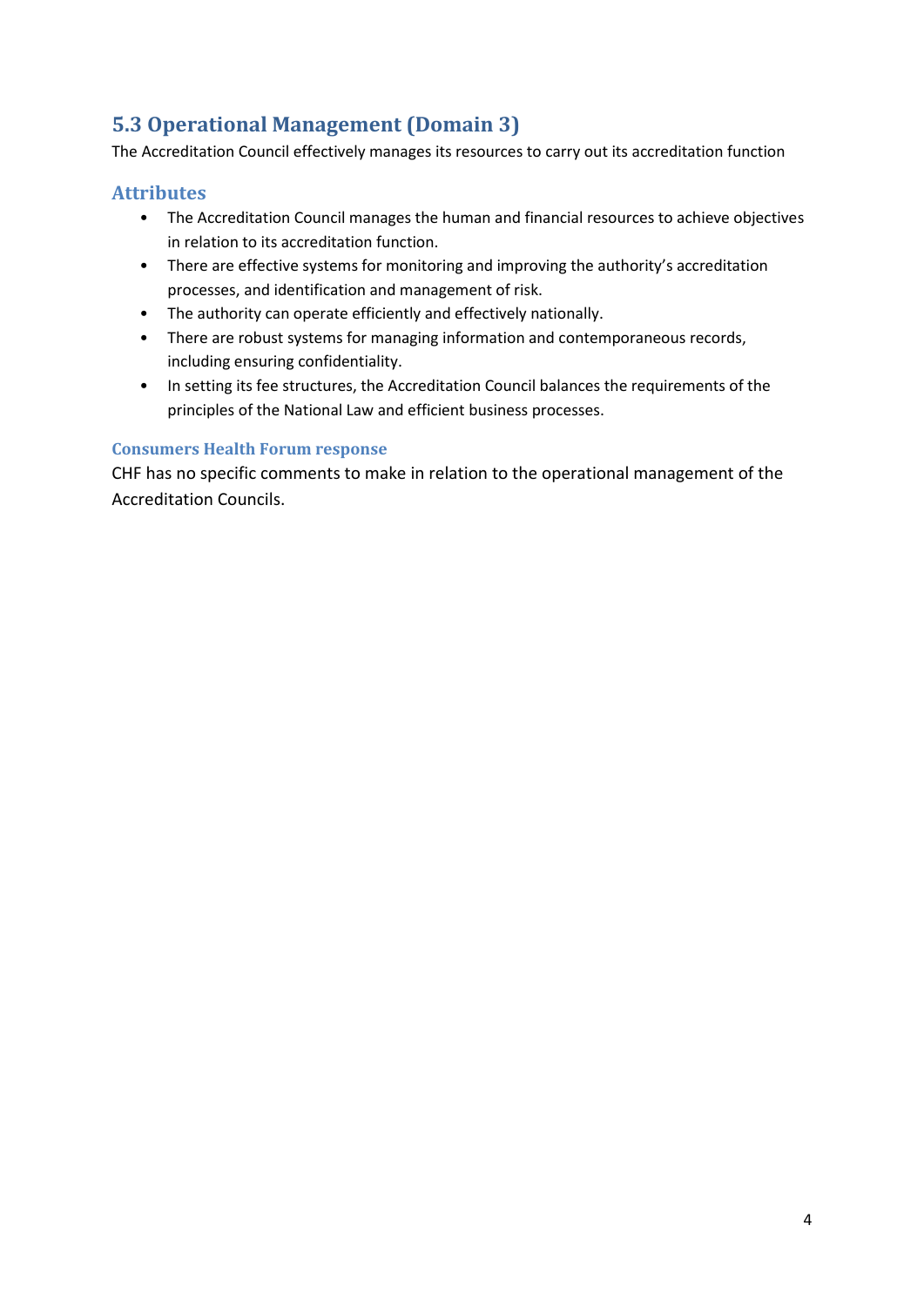## 5.3 Operational Management (Domain 3)

The Accreditation Council effectively manages its resources to carry out its accreditation function

### Attributes

- The Accreditation Council manages the human and financial resources to achieve objectives in relation to its accreditation function.
- There are effective systems for monitoring and improving the authority's accreditation processes, and identification and management of risk.
- The authority can operate efficiently and effectively nationally.
- There are robust systems for managing information and contemporaneous records, including ensuring confidentiality.
- In setting its fee structures, the Accreditation Council balances the requirements of the principles of the National Law and efficient business processes.

#### Consumers Health Forum response

CHF has no specific comments to make in relation to the operational management of the Accreditation Councils.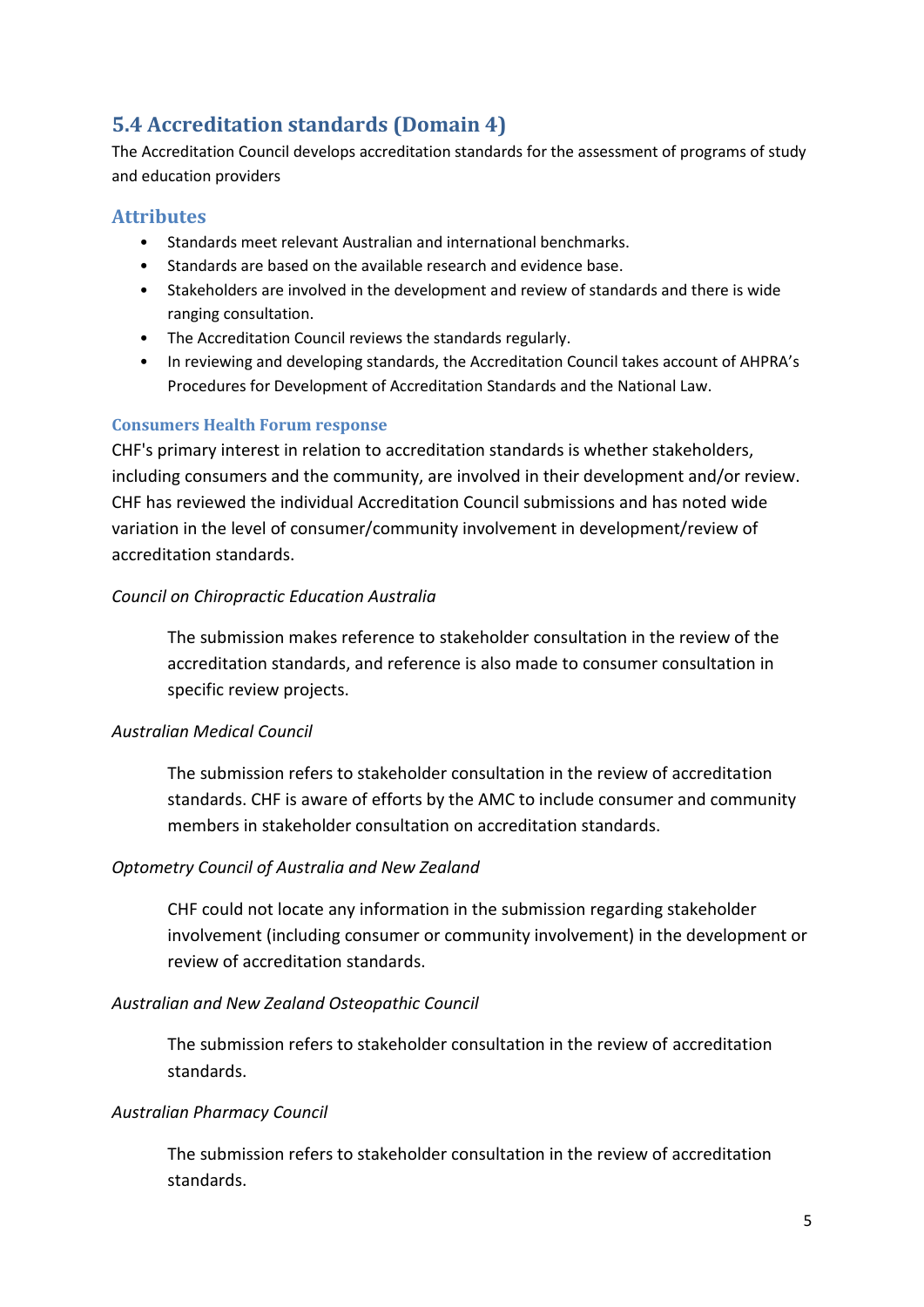## 5.4 Accreditation standards (Domain 4)

The Accreditation Council develops accreditation standards for the assessment of programs of study and education providers

### Attributes

- Standards meet relevant Australian and international benchmarks.
- Standards are based on the available research and evidence base.
- Stakeholders are involved in the development and review of standards and there is wide ranging consultation.
- The Accreditation Council reviews the standards regularly.
- In reviewing and developing standards, the Accreditation Council takes account of AHPRA's Procedures for Development of Accreditation Standards and the National Law.

#### Consumers Health Forum response

CHF's primary interest in relation to accreditation standards is whether stakeholders, including consumers and the community, are involved in their development and/or review. CHF has reviewed the individual Accreditation Council submissions and has noted wide variation in the level of consumer/community involvement in development/review of accreditation standards.

*Council on Chiropractic Education Australia*

> The submission makes reference to stakeholder consultation in the review of the accreditation standards, and reference is also made to consumer consultation in specific review projects.

*Australian Medical Council*

> The submission refers to stakeholder consultation in the review of accreditation standards. CHF is aware of efforts by the AMC to include consumer and community members in stakeholder consultation on accreditation standards.

*Optometry Council of Australia and New Zealand*

> CHF could not locate any information in the submission regarding stakeholder involvement (including consumer or community involvement) in the development or review of accreditation standards.

*Australian and New Zealand Osteopathic Council*

> The submission refers to stakeholder consultation in the review of accreditation standards.

*Australian Pharmacy Council*

> The submission refers to stakeholder consultation in the review of accreditation standards.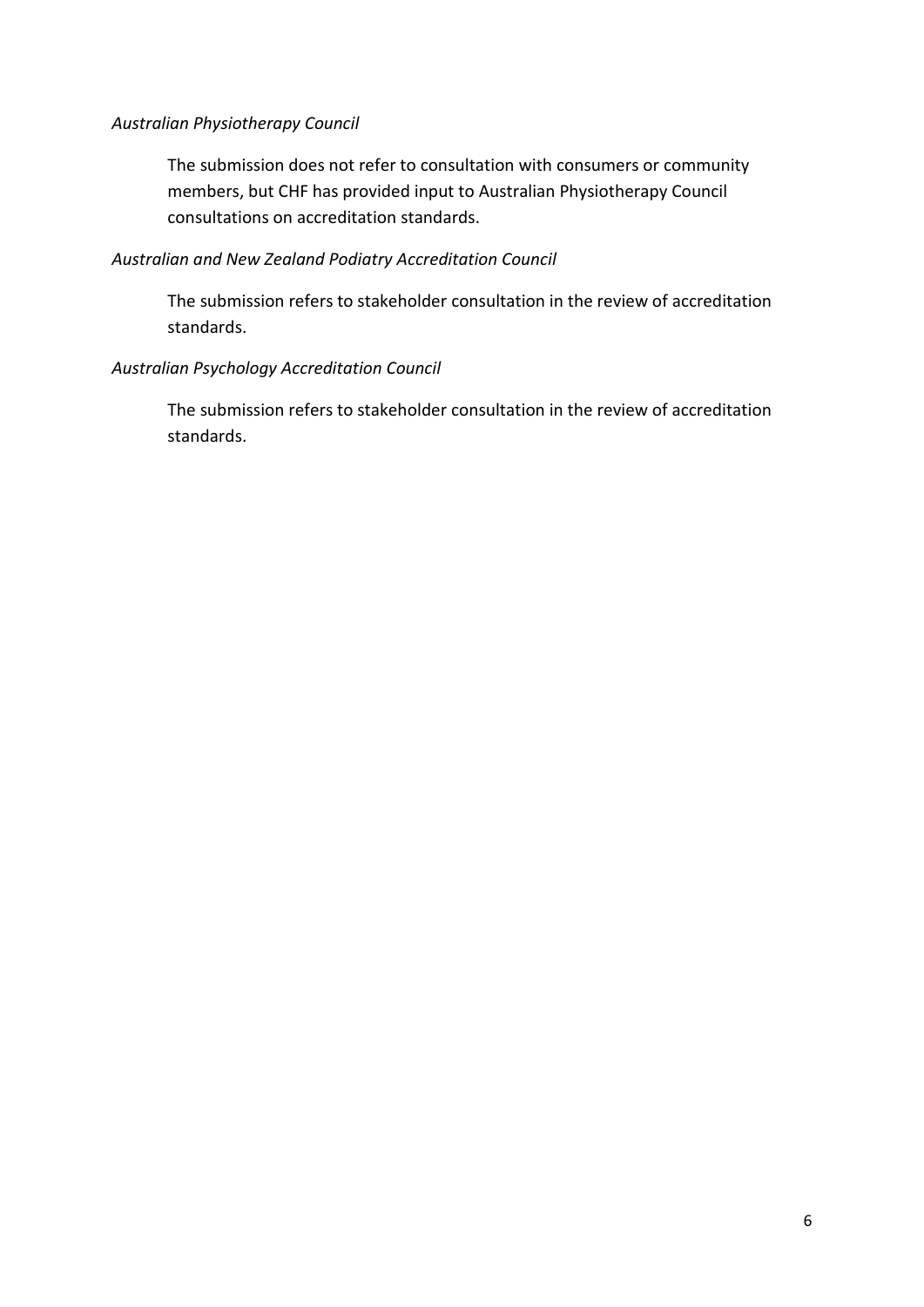*Australian Physiotherapy Council*

The submission does not refer to consultation with consumers or community members, but CHF has provided input to Australian Physiotherapy Council consultations on accreditation standards.

*Australian and New Zealand Podiatry Accreditation Council*

The submission refers to stakeholder consultation in the review of accreditation standards.

*Australian Psychology Accreditation Council*

The submission refers to stakeholder consultation in the review of accreditation standards.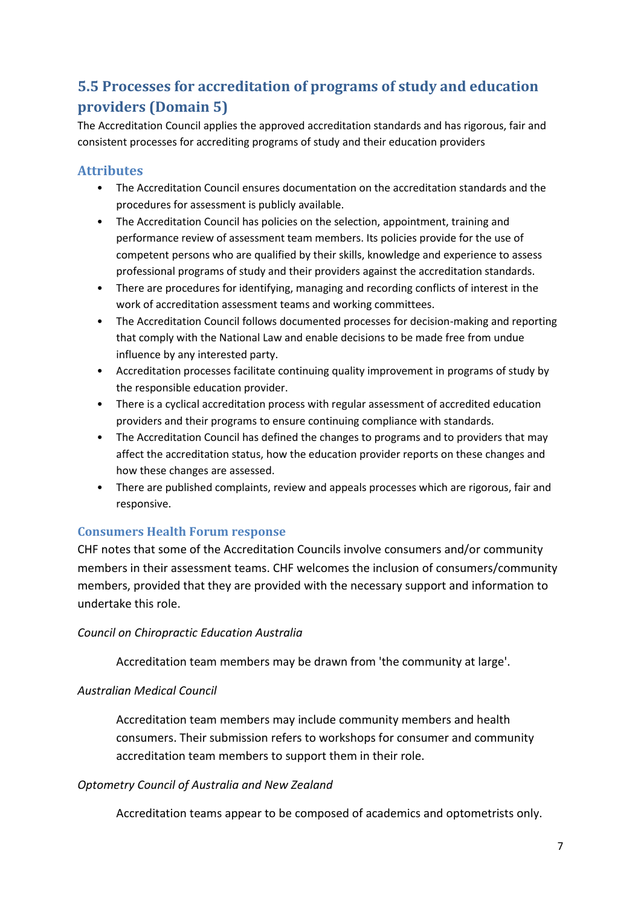## 5.5 Processes for accreditation of programs of study and education providers (Domain 5)

The Accreditation Council applies the approved accreditation standards and has rigorous, fair and consistent processes for accrediting programs of study and their education providers

### Attributes

- The Accreditation Council ensures documentation on the accreditation standards and the procedures for assessment is publicly available.
- The Accreditation Council has policies on the selection, appointment, training and performance review of assessment team members. Its policies provide for the use of competent persons who are qualified by their skills, knowledge and experience to assess professional programs of study and their providers against the accreditation standards.
- There are procedures for identifying, managing and recording conflicts of interest in the work of accreditation assessment teams and working committees.
- The Accreditation Council follows documented processes for decision-making and reporting that comply with the National Law and enable decisions to be made free from undue influence by any interested party.
- Accreditation processes facilitate continuing quality improvement in programs of study by the responsible education provider.
- There is a cyclical accreditation process with regular assessment of accredited education providers and their programs to ensure continuing compliance with standards.
- The Accreditation Council has defined the changes to programs and to providers that may affect the accreditation status, how the education provider reports on these changes and how these changes are assessed.
- There are published complaints, review and appeals processes which are rigorous, fair and responsive.

### Consumers Health Forum response

CHF notes that some of the Accreditation Councils involve consumers and/or community members in their assessment teams. CHF welcomes the inclusion of consumers/community members, provided that they are provided with the necessary support and information to undertake this role.

*Council on Chiropractic Education Australia*

> Accreditation team members may be drawn from 'the community at large'.

*Australian Medical Council*

> Accreditation team members may include community members and health consumers. Their submission refers to workshops for consumer and community accreditation team members to support them in their role.

*Optometry Council of Australia and New Zealand*

> Accreditation teams appear to be composed of academics and optometrists only.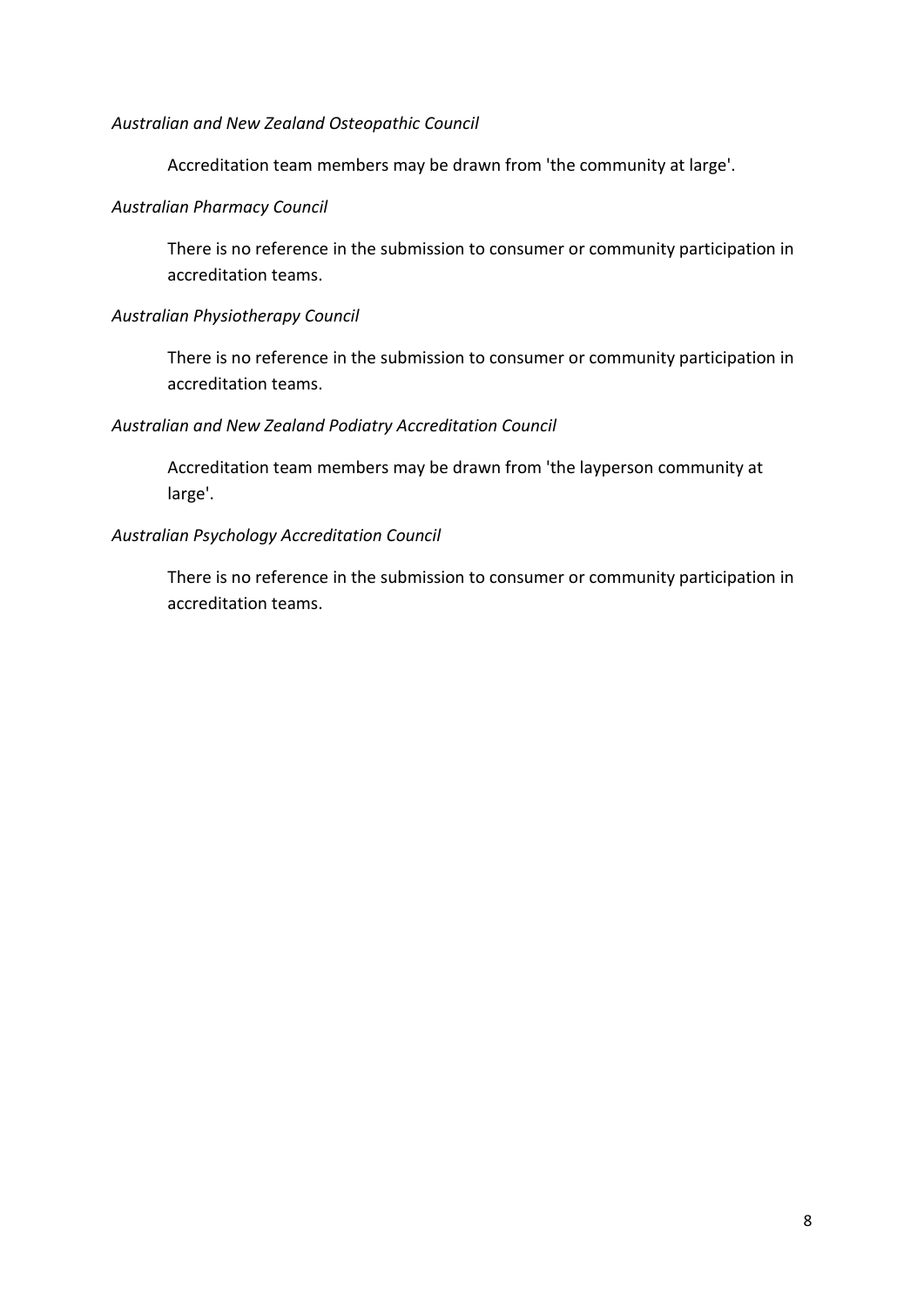*Australian and New Zealand Osteopathic Council*

Accreditation team members may be drawn from 'the community at large'.

*Australian Pharmacy Council*

There is no reference in the submission to consumer or community participation in accreditation teams.

*Australian Physiotherapy Council*

There is no reference in the submission to consumer or community participation in accreditation teams.

*Australian and New Zealand Podiatry Accreditation Council*

Accreditation team members may be drawn from 'the layperson community at large'.

*Australian Psychology Accreditation Council*

There is no reference in the submission to consumer or community participation in accreditation teams.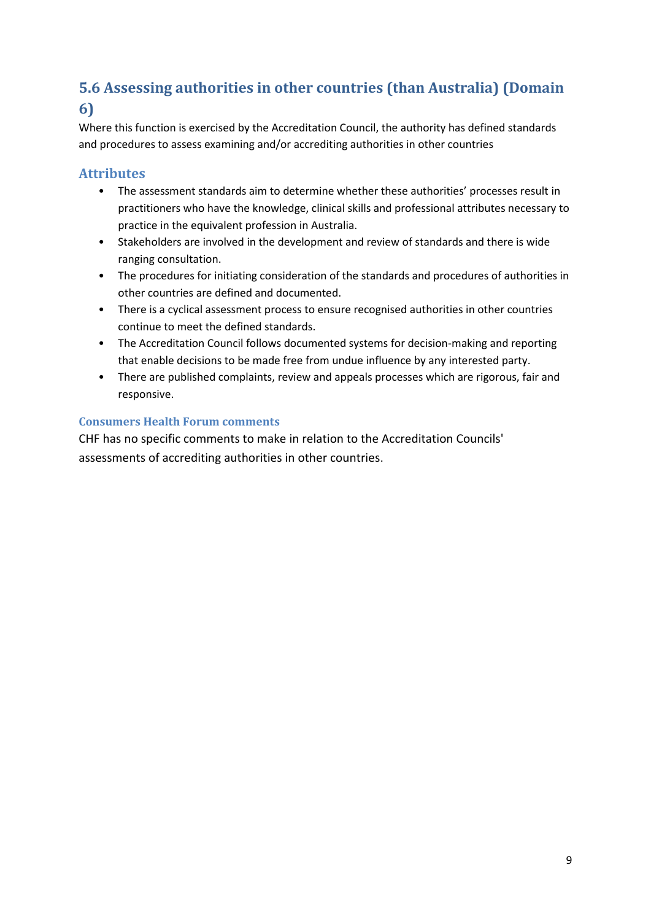## 5.6 Assessing authorities in other countries (than Australia) (Domain 6)

Where this function is exercised by the Accreditation Council, the authority has defined standards and procedures to assess examining and/or accrediting authorities in other countries

### Attributes

- The assessment standards aim to determine whether these authorities' processes result in practitioners who have the knowledge, clinical skills and professional attributes necessary to practice in the equivalent profession in Australia.
- Stakeholders are involved in the development and review of standards and there is wide ranging consultation.
- The procedures for initiating consideration of the standards and procedures of authorities in other countries are defined and documented.
- There is a cyclical assessment process to ensure recognised authorities in other countries continue to meet the defined standards.
- The Accreditation Council follows documented systems for decision-making and reporting that enable decisions to be made free from undue influence by any interested party.
- There are published complaints, review and appeals processes which are rigorous, fair and responsive.

#### Consumers Health Forum comments

CHF has no specific comments to make in relation to the Accreditation Councils' assessments of accrediting authorities in other countries.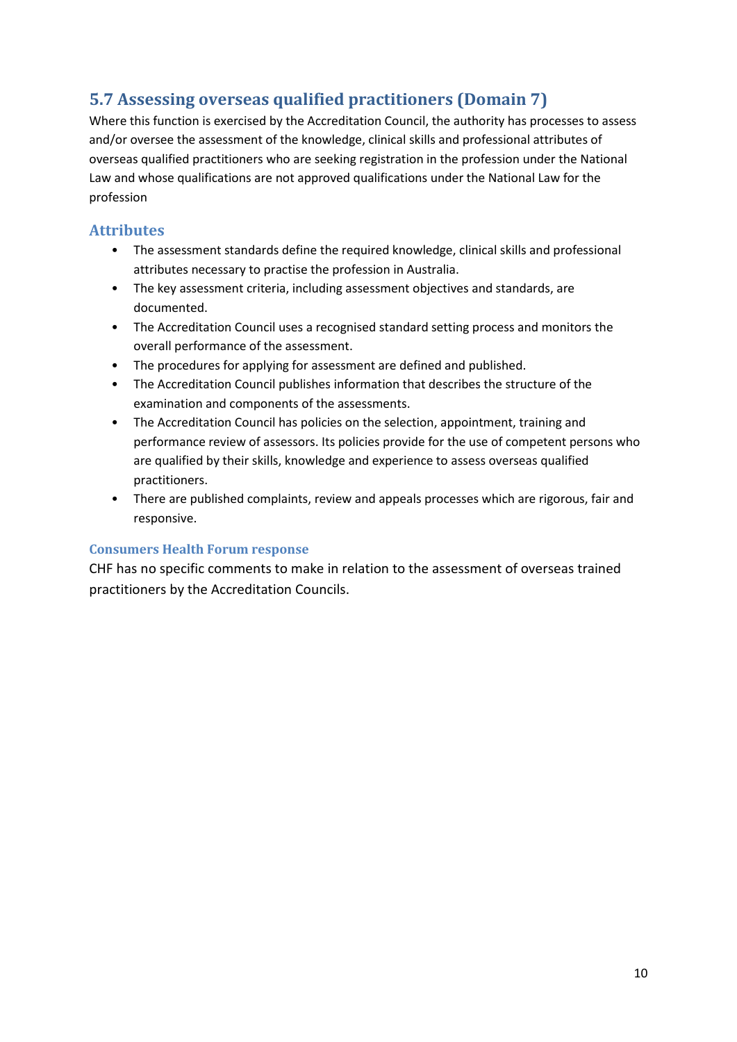## 5.7 Assessing overseas qualified practitioners (Domain 7)

Where this function is exercised by the Accreditation Council, the authority has processes to assess and/or oversee the assessment of the knowledge, clinical skills and professional attributes of overseas qualified practitioners who are seeking registration in the profession under the National Law and whose qualifications are not approved qualifications under the National Law for the profession

### Attributes

- The assessment standards define the required knowledge, clinical skills and professional attributes necessary to practise the profession in Australia.
- The key assessment criteria, including assessment objectives and standards, are documented.
- The Accreditation Council uses a recognised standard setting process and monitors the overall performance of the assessment.
- The procedures for applying for assessment are defined and published.
- The Accreditation Council publishes information that describes the structure of the examination and components of the assessments.
- The Accreditation Council has policies on the selection, appointment, training and performance review of assessors. Its policies provide for the use of competent persons who are qualified by their skills, knowledge and experience to assess overseas qualified practitioners.
- There are published complaints, review and appeals processes which are rigorous, fair and responsive.

#### Consumers Health Forum response

CHF has no specific comments to make in relation to the assessment of overseas trained practitioners by the Accreditation Councils.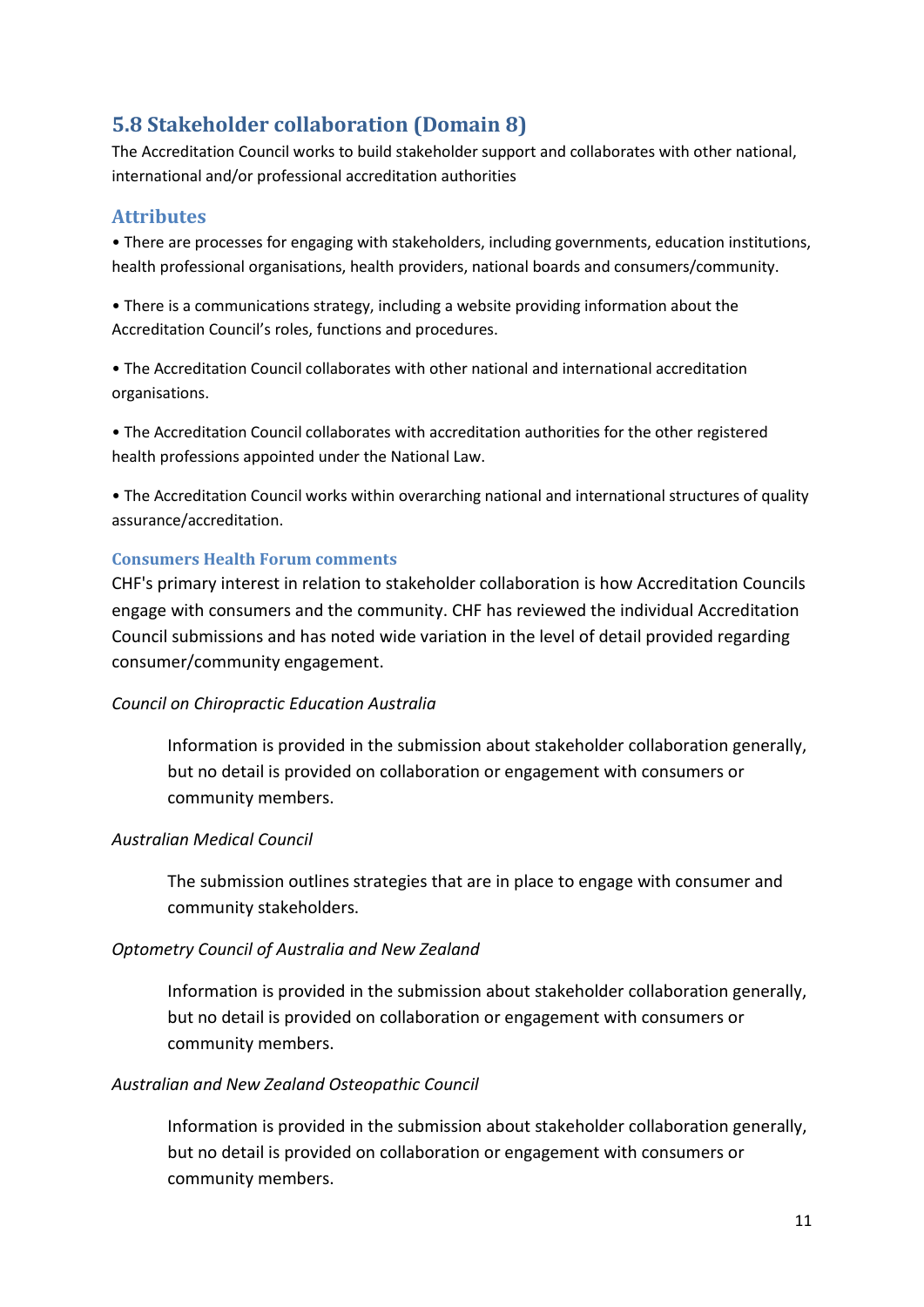## 5.8 Stakeholder collaboration (Domain 8)

The Accreditation Council works to build stakeholder support and collaborates with other national, international and/or professional accreditation authorities

### Attributes

- There are processes for engaging with stakeholders, including governments, education institutions, health professional organisations, health providers, national boards and consumers/community.
- There is a communications strategy, including a website providing information about the Accreditation Council's roles, functions and procedures.
- The Accreditation Council collaborates with other national and international accreditation organisations.
- The Accreditation Council collaborates with accreditation authorities for the other registered health professions appointed under the National Law.
- The Accreditation Council works within overarching national and international structures of quality assurance/accreditation.

#### Consumers Health Forum comments

CHF's primary interest in relation to stakeholder collaboration is how Accreditation Councils engage with consumers and the community. CHF has reviewed the individual Accreditation Council submissions and has noted wide variation in the level of detail provided regarding consumer/community engagement.

*Council on Chiropractic Education Australia*

> Information is provided in the submission about stakeholder collaboration generally, but no detail is provided on collaboration or engagement with consumers or community members.

*Australian Medical Council*

> The submission outlines strategies that are in place to engage with consumer and community stakeholders.

*Optometry Council of Australia and New Zealand*

> Information is provided in the submission about stakeholder collaboration generally, but no detail is provided on collaboration or engagement with consumers or community members.

*Australian and New Zealand Osteopathic Council*

> Information is provided in the submission about stakeholder collaboration generally, but no detail is provided on collaboration or engagement with consumers or community members.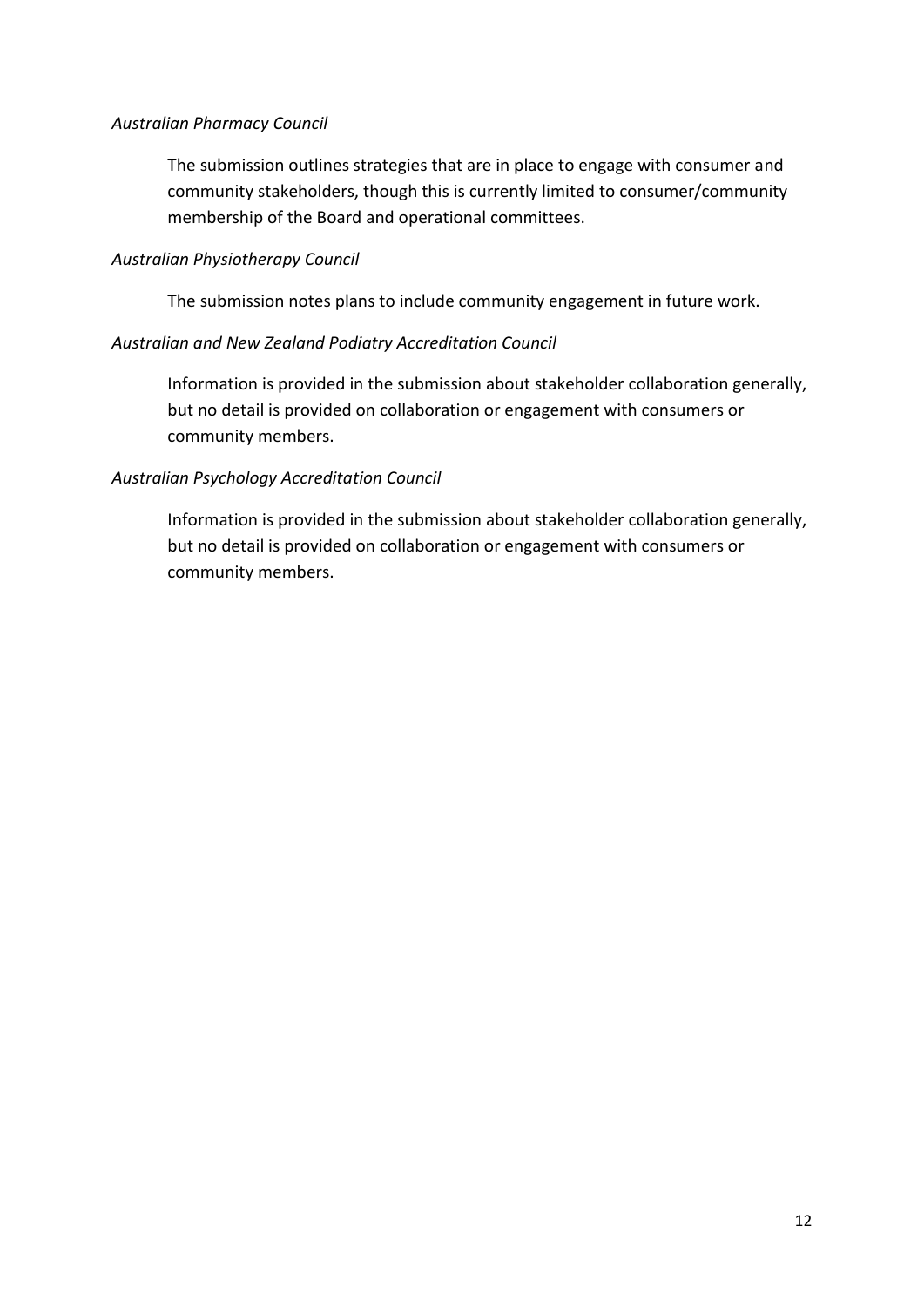*Australian Pharmacy Council*

The submission outlines strategies that are in place to engage with consumer and community stakeholders, though this is currently limited to consumer/community membership of the Board and operational committees.

*Australian Physiotherapy Council*

The submission notes plans to include community engagement in future work.

*Australian and New Zealand Podiatry Accreditation Council*

Information is provided in the submission about stakeholder collaboration generally, but no detail is provided on collaboration or engagement with consumers or community members.

*Australian Psychology Accreditation Council*

Information is provided in the submission about stakeholder collaboration generally, but no detail is provided on collaboration or engagement with consumers or community members.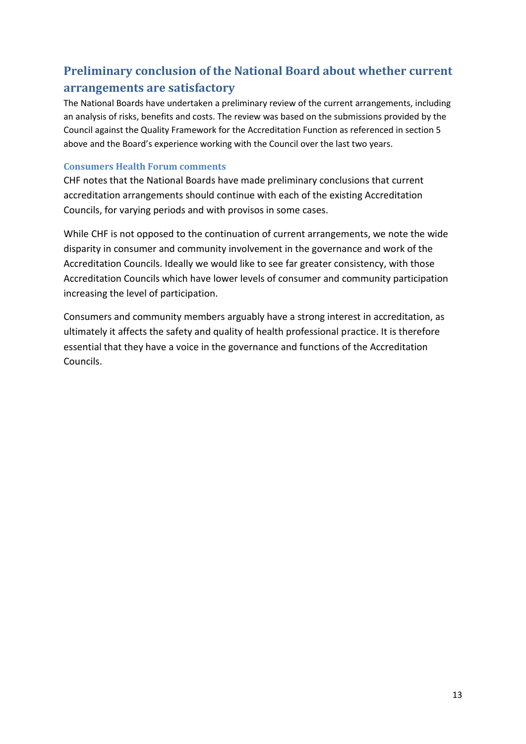## Preliminary conclusion of the National Board about whether current arrangements are satisfactory

The National Boards have undertaken a preliminary review of the current arrangements, including an analysis of risks, benefits and costs. The review was based on the submissions provided by the Council against the Quality Framework for the Accreditation Function as referenced in section 5 above and the Board's experience working with the Council over the last two years.

### Consumers Health Forum comments

CHF notes that the National Boards have made preliminary conclusions that current accreditation arrangements should continue with each of the existing Accreditation Councils, for varying periods and with provisos in some cases.

While CHF is not opposed to the continuation of current arrangements, we note the wide disparity in consumer and community involvement in the governance and work of the Accreditation Councils. Ideally we would like to see far greater consistency, with those Accreditation Councils which have lower levels of consumer and community participation increasing the level of participation.

Consumers and community members arguably have a strong interest in accreditation, as ultimately it affects the safety and quality of health professional practice. It is therefore essential that they have a voice in the governance and functions of the Accreditation Councils.